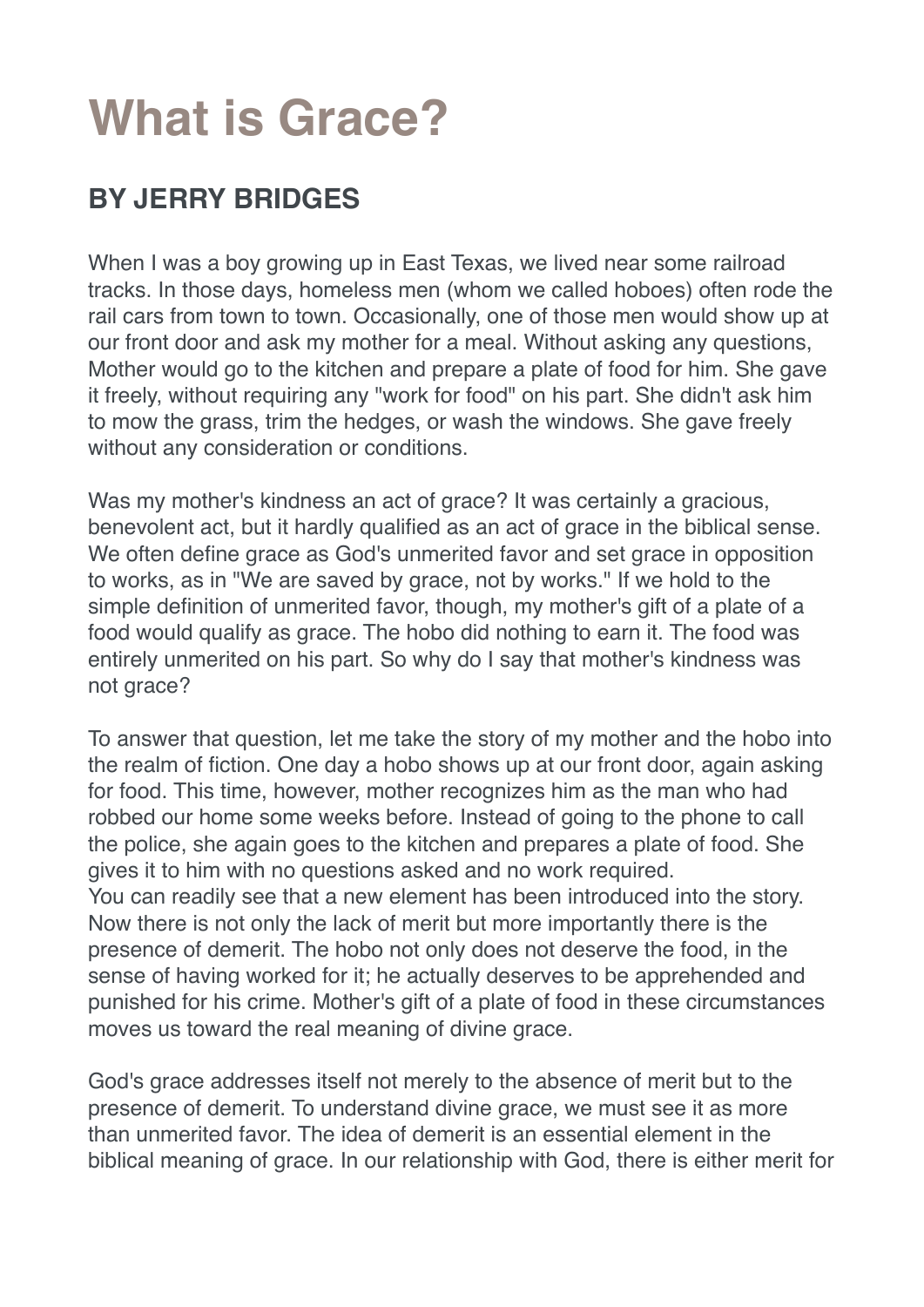# What is Grace?

## BY JERRY BRIDGES

When I was a boy growing up in East Texas, we lived near some railroad tracks. In those days, homeless men (whom we called hoboes) often rode the rail cars from town to town. Occasionally, one of those men would show up at our front door and ask my mother for a meal. Without asking any questions, Mother would go to the kitchen and prepare a plate of food for him. She gave it freely, without requiring any "work for food" on his part. She didn't ask him to mow the grass, trim the hedges, or wash the windows. She gave freely without any consideration or conditions.

Was my mother's kindness an act of grace? It was certainly a gracious, benevolent act, but it hardly qualified as an act of grace in the biblical sense. We often define grace as God's unmerited favor and set grace in opposition to works, as in "We are saved by grace, not by works." If we hold to the simple definition of unmerited favor, though, my mother's gift of a plate of a food would qualify as grace. The hobo did nothing to earn it. The food was entirely unmerited on his part. So why do I say that mother's kindness was not grace?

To answer that question, let me take the story of my mother and the hobo into the realm of fiction. One day a hobo shows up at our front door, again asking for food. This time, however, mother recognizes him as the man who had robbed our home some weeks before. Instead of going to the phone to call the police, she again goes to the kitchen and prepares a plate of food. She gives it to him with no questions asked and no work required.
You can readily see that a new element has been introduced into the story. Now there is not only the lack of merit but more importantly there is the presence of demerit. The hobo not only does not deserve the food, in the sense of having worked for it; he actually deserves to be apprehended and punished for his crime. Mother's gift of a plate of food in these circumstances moves us toward the real meaning of divine grace.

God's grace addresses itself not merely to the absence of merit but to the presence of demerit. To understand divine grace, we must see it as more than unmerited favor. The idea of demerit is an essential element in the biblical meaning of grace. In our relationship with God, there is either merit for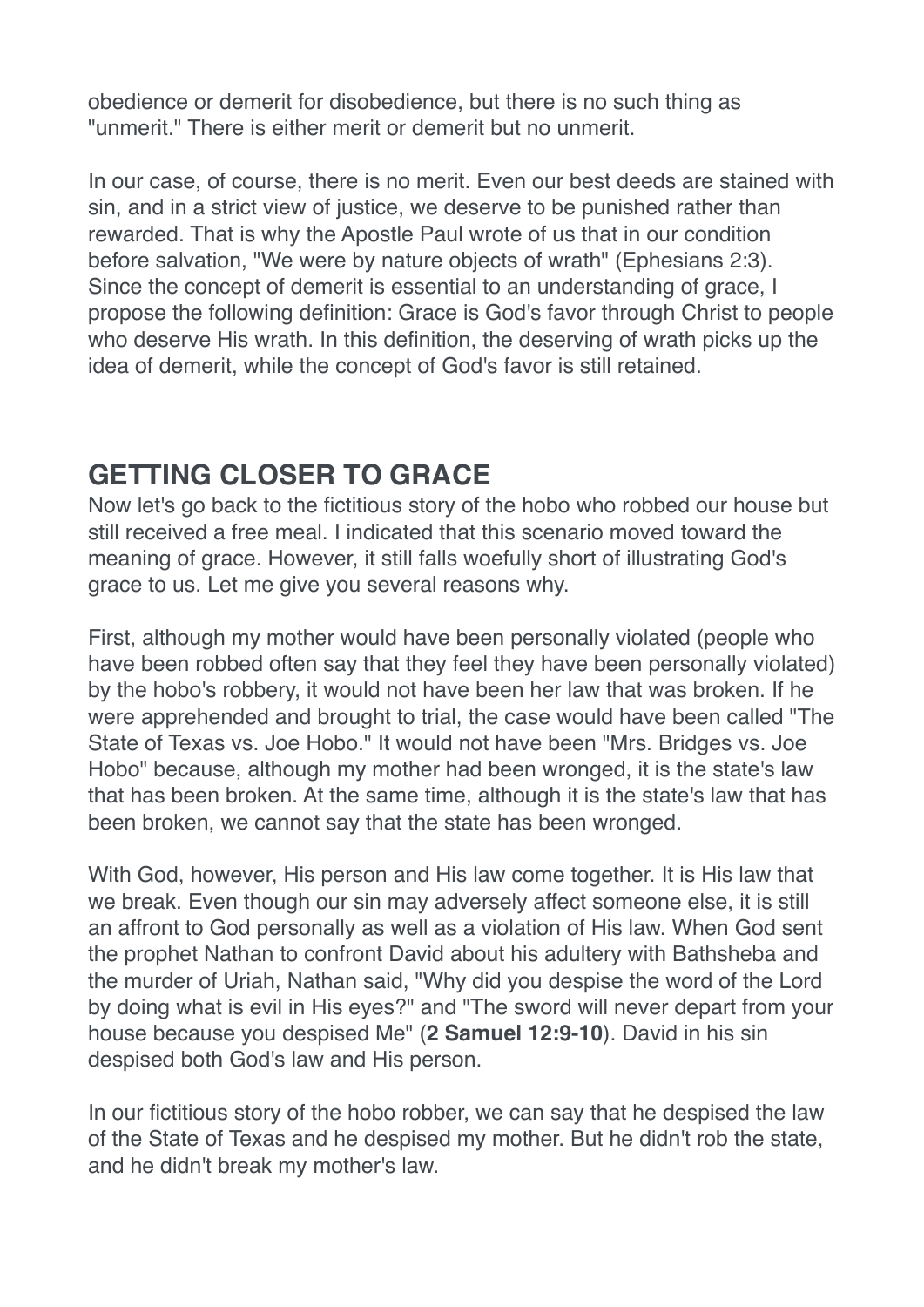obedience or demerit for disobedience, but there is no such thing as "unmerit." There is either merit or demerit but no unmerit.

In our case, of course, there is no merit. Even our best deeds are stained with sin, and in a strict view of justice, we deserve to be punished rather than rewarded. That is why the Apostle Paul wrote of us that in our condition before salvation, "We were by nature objects of wrath" (Ephesians 2:3). Since the concept of demerit is essential to an understanding of grace, I propose the following definition: Grace is God's favor through Christ to people who deserve His wrath. In this definition, the deserving of wrath picks up the idea of demerit, while the concept of God's favor is still retained.

## GETTING CLOSER TO GRACE

Now let's go back to the fictitious story of the hobo who robbed our house but still received a free meal. I indicated that this scenario moved toward the meaning of grace. However, it still falls woefully short of illustrating God's grace to us. Let me give you several reasons why.

First, although my mother would have been personally violated (people who have been robbed often say that they feel they have been personally violated) by the hobo's robbery, it would not have been her law that was broken. If he were apprehended and brought to trial, the case would have been called "The State of Texas vs. Joe Hobo." It would not have been "Mrs. Bridges vs. Joe Hobo" because, although my mother had been wronged, it is the state's law that has been broken. At the same time, although it is the state's law that has been broken, we cannot say that the state has been wronged.

With God, however, His person and His law come together. It is His law that we break. Even though our sin may adversely affect someone else, it is still an affront to God personally as well as a violation of His law. When God sent the prophet Nathan to confront David about his adultery with Bathsheba and the murder of Uriah, Nathan said, "Why did you despise the word of the Lord by doing what is evil in His eyes?" and "The sword will never depart from your house because you despised Me" (**2 Samuel 12:9-10**). David in his sin despised both God's law and His person.

In our fictitious story of the hobo robber, we can say that he despised the law of the State of Texas and he despised my mother. But he didn't rob the state, and he didn't break my mother's law.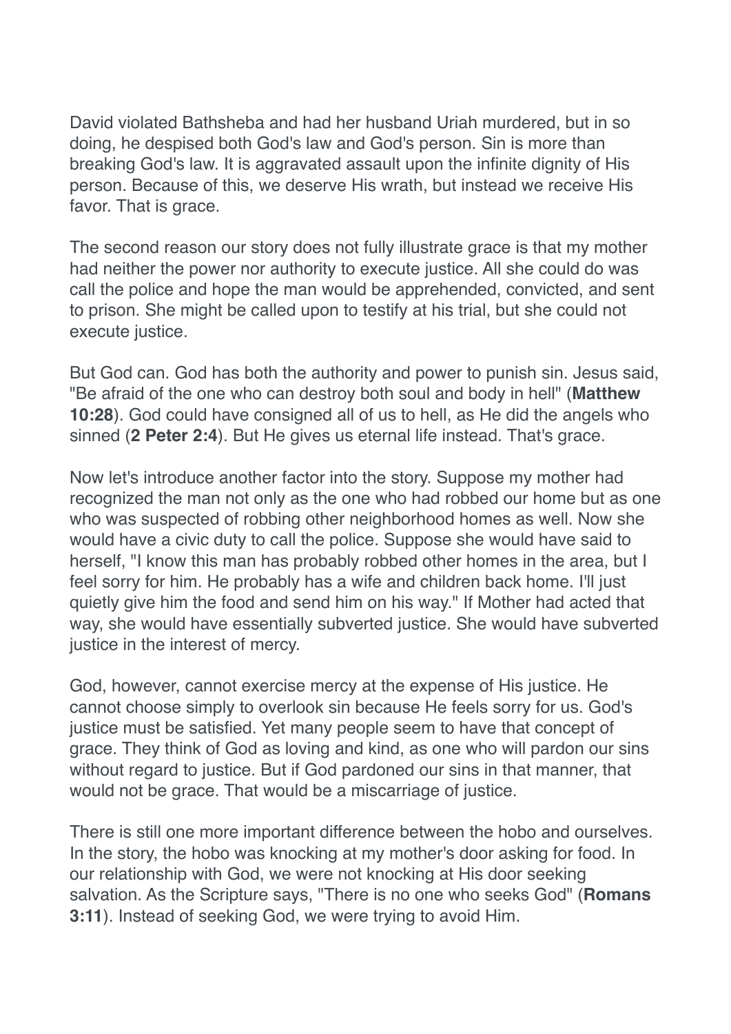David violated Bathsheba and had her husband Uriah murdered, but in so doing, he despised both God's law and God's person. Sin is more than breaking God's law. It is aggravated assault upon the infinite dignity of His person. Because of this, we deserve His wrath, but instead we receive His favor. That is grace.

The second reason our story does not fully illustrate grace is that my mother had neither the power nor authority to execute justice. All she could do was call the police and hope the man would be apprehended, convicted, and sent to prison. She might be called upon to testify at his trial, but she could not execute justice.

But God can. God has both the authority and power to punish sin. Jesus said, "Be afraid of the one who can destroy both soul and body in hell" (**Matthew 10:28**). God could have consigned all of us to hell, as He did the angels who sinned (**2 Peter 2:4**). But He gives us eternal life instead. That's grace.

Now let's introduce another factor into the story. Suppose my mother had recognized the man not only as the one who had robbed our home but as one who was suspected of robbing other neighborhood homes as well. Now she would have a civic duty to call the police. Suppose she would have said to herself, "I know this man has probably robbed other homes in the area, but I feel sorry for him. He probably has a wife and children back home. I'll just quietly give him the food and send him on his way." If Mother had acted that way, she would have essentially subverted justice. She would have subverted justice in the interest of mercy.

God, however, cannot exercise mercy at the expense of His justice. He cannot choose simply to overlook sin because He feels sorry for us. God's justice must be satisfied. Yet many people seem to have that concept of grace. They think of God as loving and kind, as one who will pardon our sins without regard to justice. But if God pardoned our sins in that manner, that would not be grace. That would be a miscarriage of justice.

There is still one more important difference between the hobo and ourselves. In the story, the hobo was knocking at my mother's door asking for food. In our relationship with God, we were not knocking at His door seeking salvation. As the Scripture says, "There is no one who seeks God" (**Romans 3:11**). Instead of seeking God, we were trying to avoid Him.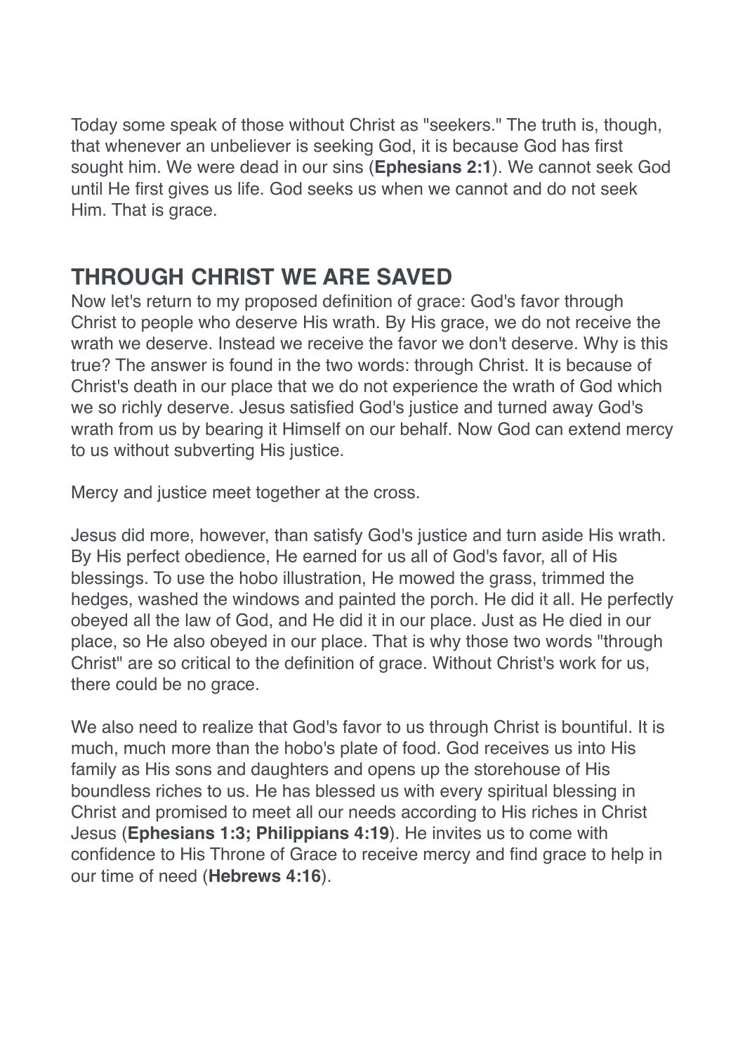Today some speak of those without Christ as "seekers." The truth is, though, that whenever an unbeliever is seeking God, it is because God has first sought him. We were dead in our sins (**Ephesians 2:1**). We cannot seek God until He first gives us life. God seeks us when we cannot and do not seek Him. That is grace.

## THROUGH CHRIST WE ARE SAVED

Now let's return to my proposed definition of grace: God's favor through Christ to people who deserve His wrath. By His grace, we do not receive the wrath we deserve. Instead we receive the favor we don't deserve. Why is this true? The answer is found in the two words: through Christ. It is because of Christ's death in our place that we do not experience the wrath of God which we so richly deserve. Jesus satisfied God's justice and turned away God's wrath from us by bearing it Himself on our behalf. Now God can extend mercy to us without subverting His justice.

Mercy and justice meet together at the cross.

Jesus did more, however, than satisfy God's justice and turn aside His wrath. By His perfect obedience, He earned for us all of God's favor, all of His blessings. To use the hobo illustration, He mowed the grass, trimmed the hedges, washed the windows and painted the porch. He did it all. He perfectly obeyed all the law of God, and He did it in our place. Just as He died in our place, so He also obeyed in our place. That is why those two words "through Christ" are so critical to the definition of grace. Without Christ's work for us, there could be no grace.

We also need to realize that God's favor to us through Christ is bountiful. It is much, much more than the hobo's plate of food. God receives us into His family as His sons and daughters and opens up the storehouse of His boundless riches to us. He has blessed us with every spiritual blessing in Christ and promised to meet all our needs according to His riches in Christ Jesus (**Ephesians 1:3; Philippians 4:19**). He invites us to come with confidence to His Throne of Grace to receive mercy and find grace to help in our time of need (**Hebrews 4:16**).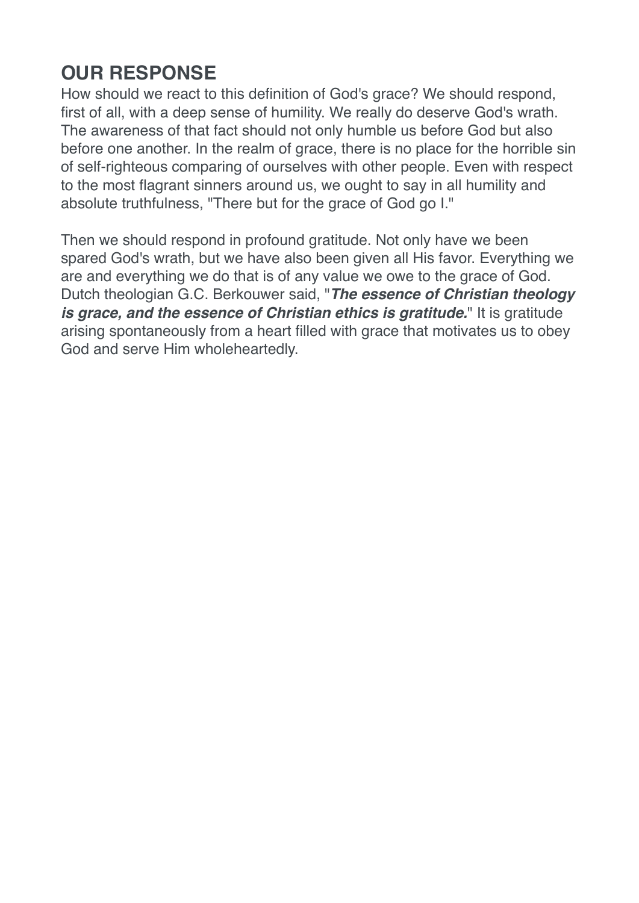## OUR RESPONSE

How should we react to this definition of God's grace? We should respond, first of all, with a deep sense of humility. We really do deserve God's wrath. The awareness of that fact should not only humble us before God but also before one another. In the realm of grace, there is no place for the horrible sin of self-righteous comparing of ourselves with other people. Even with respect to the most flagrant sinners around us, we ought to say in all humility and absolute truthfulness, "There but for the grace of God go I."

Then we should respond in profound gratitude. Not only have we been spared God's wrath, but we have also been given all His favor. Everything we are and everything we do that is of any value we owe to the grace of God. Dutch theologian G.C. Berkouwer said, "***The essence of Christian theology is grace, and the essence of Christian ethics is gratitude.***" It is gratitude arising spontaneously from a heart filled with grace that motivates us to obey God and serve Him wholeheartedly.